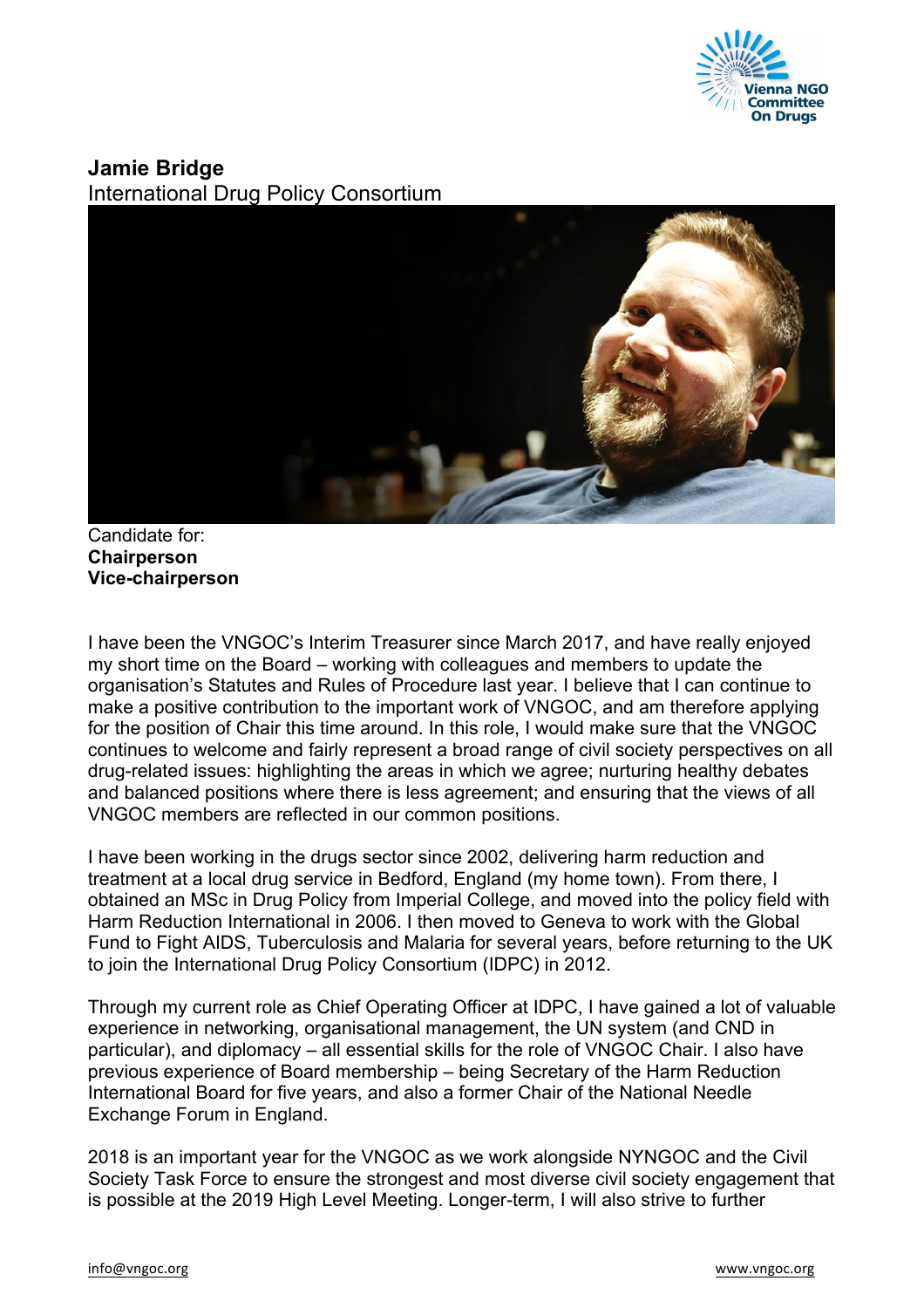# Jamie Bridge

International Drug Policy Consortium

Candidate for:
**Chairperson**
**Vice-chairperson**

I have been the VNGOC's Interim Treasurer since March 2017, and have really enjoyed my short time on the Board – working with colleagues and members to update the organisation's Statutes and Rules of Procedure last year. I believe that I can continue to make a positive contribution to the important work of VNGOC, and am therefore applying for the position of Chair this time around. In this role, I would make sure that the VNGOC continues to welcome and fairly represent a broad range of civil society perspectives on all drug-related issues: highlighting the areas in which we agree; nurturing healthy debates and balanced positions where there is less agreement; and ensuring that the views of all VNGOC members are reflected in our common positions.

I have been working in the drugs sector since 2002, delivering harm reduction and treatment at a local drug service in Bedford, England (my home town). From there, I obtained an MSc in Drug Policy from Imperial College, and moved into the policy field with Harm Reduction International in 2006. I then moved to Geneva to work with the Global Fund to Fight AIDS, Tuberculosis and Malaria for several years, before returning to the UK to join the International Drug Policy Consortium (IDPC) in 2012.

Through my current role as Chief Operating Officer at IDPC, I have gained a lot of valuable experience in networking, organisational management, the UN system (and CND in particular), and diplomacy – all essential skills for the role of VNGOC Chair. I also have previous experience of Board membership – being Secretary of the Harm Reduction International Board for five years, and also a former Chair of the National Needle Exchange Forum in England.

2018 is an important year for the VNGOC as we work alongside NYNGOC and the Civil Society Task Force to ensure the strongest and most diverse civil society engagement that is possible at the 2019 High Level Meeting. Longer-term, I will also strive to further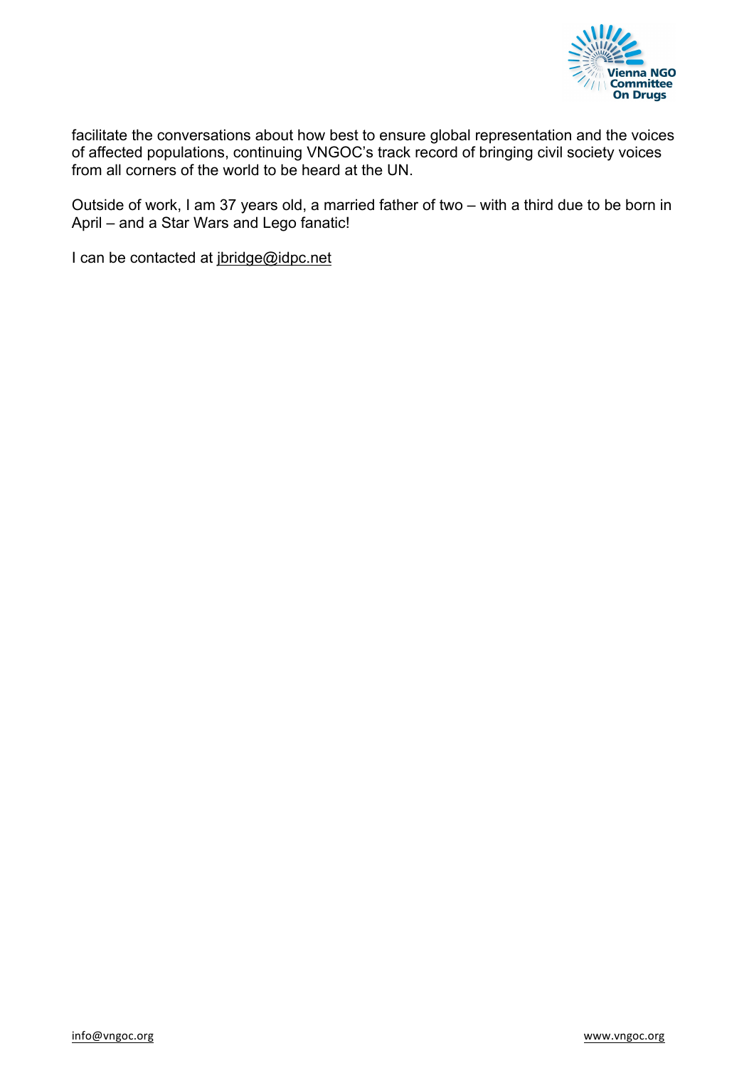facilitate the conversations about how best to ensure global representation and the voices of affected populations, continuing VNGOC's track record of bringing civil society voices from all corners of the world to be heard at the UN.

Outside of work, I am 37 years old, a married father of two – with a third due to be born in April – and a Star Wars and Lego fanatic!

I can be contacted at jbridge@idpc.net